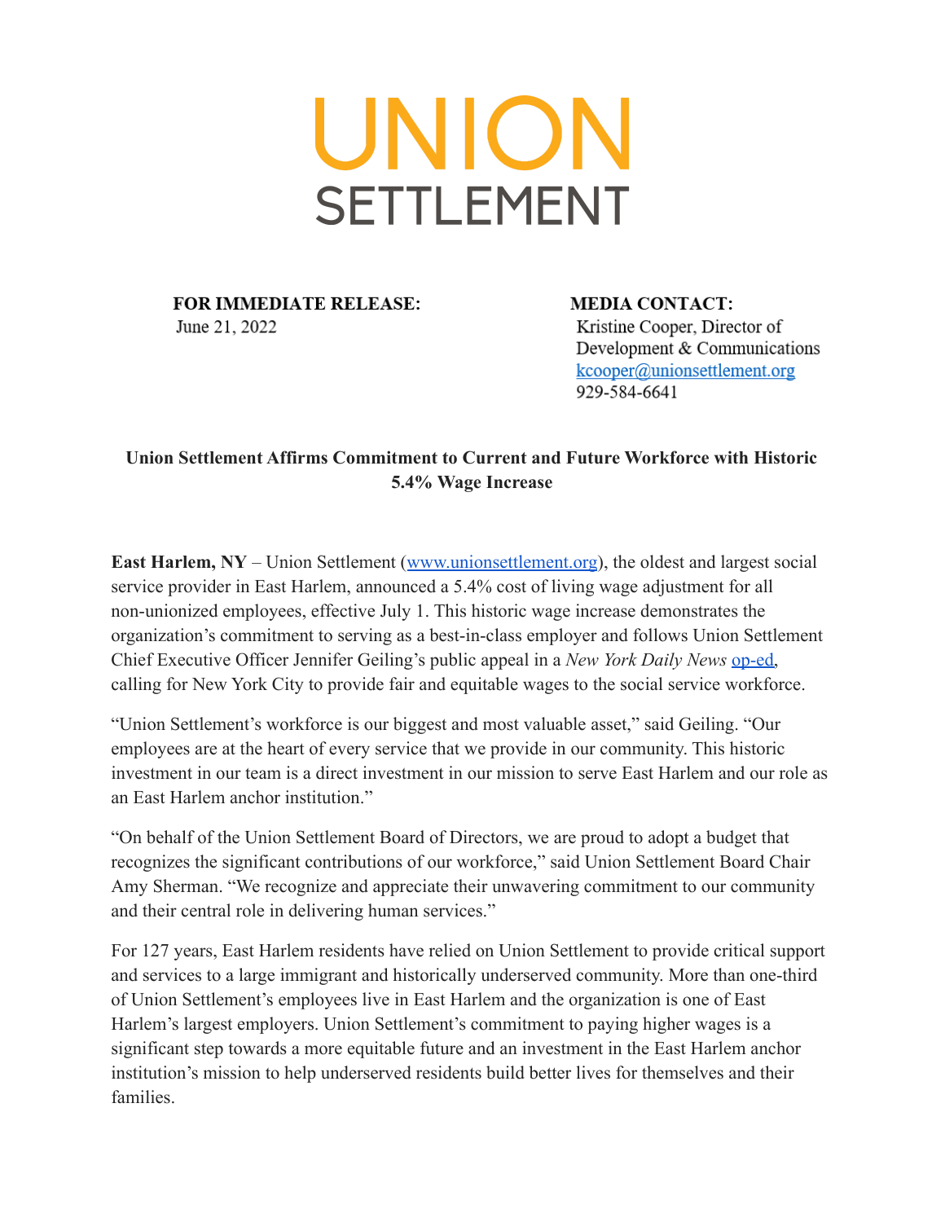# UNION SETTLEMENT

**FOR IMMEDIATE RELEASE:**
June 21, 2022

**MEDIA CONTACT:**
Kristine Cooper, Director of Development & Communications
kcooper@unionsettlement.org
929-584-6641

**Union Settlement Affirms Commitment to Current and Future Workforce with Historic 5.4% Wage Increase**

**East Harlem, NY** – Union Settlement (www.unionsettlement.org), the oldest and largest social service provider in East Harlem, announced a 5.4% cost of living wage adjustment for all non-unionized employees, effective July 1. This historic wage increase demonstrates the organization's commitment to serving as a best-in-class employer and follows Union Settlement Chief Executive Officer Jennifer Geiling's public appeal in a *New York Daily News* op-ed, calling for New York City to provide fair and equitable wages to the social service workforce.

"Union Settlement's workforce is our biggest and most valuable asset," said Geiling. "Our employees are at the heart of every service that we provide in our community. This historic investment in our team is a direct investment in our mission to serve East Harlem and our role as an East Harlem anchor institution."

"On behalf of the Union Settlement Board of Directors, we are proud to adopt a budget that recognizes the significant contributions of our workforce," said Union Settlement Board Chair Amy Sherman. "We recognize and appreciate their unwavering commitment to our community and their central role in delivering human services."

For 127 years, East Harlem residents have relied on Union Settlement to provide critical support and services to a large immigrant and historically underserved community. More than one-third of Union Settlement's employees live in East Harlem and the organization is one of East Harlem's largest employers. Union Settlement's commitment to paying higher wages is a significant step towards a more equitable future and an investment in the East Harlem anchor institution's mission to help underserved residents build better lives for themselves and their families.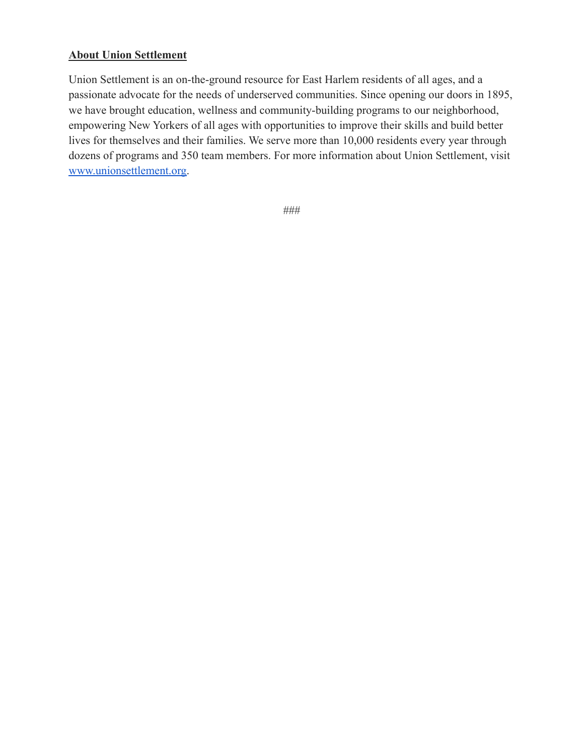**About Union Settlement**

Union Settlement is an on-the-ground resource for East Harlem residents of all ages, and a passionate advocate for the needs of underserved communities. Since opening our doors in 1895, we have brought education, wellness and community-building programs to our neighborhood, empowering New Yorkers of all ages with opportunities to improve their skills and build better lives for themselves and their families. We serve more than 10,000 residents every year through dozens of programs and 350 team members. For more information about Union Settlement, visit [www.unionsettlement.org](http://www.unionsettlement.org).

###